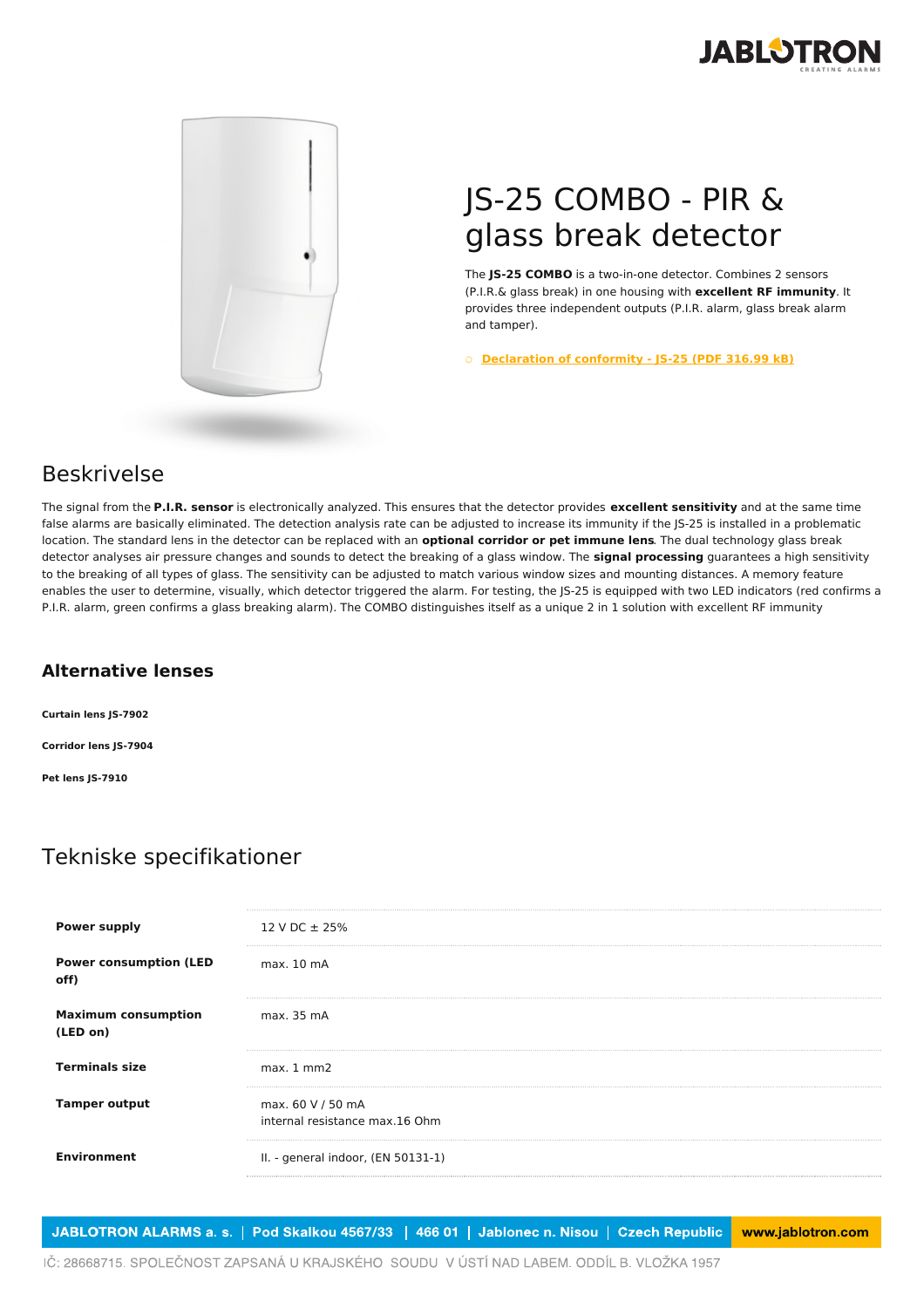# JS-25 COMBO - PIR & glass break detector

The **JS-25 COMBO** is a two-in-one detector. Combines 2 sensors (P.I.R.& glass break) in one housing with **excellent RF immunity**. It provides three independent outputs (P.I.R. alarm, glass break alarm and tamper).

- Declaration of conformity - JS-25 (PDF 316.99 kB)

## Beskrivelse

The signal from the **P.I.R. sensor** is electronically analyzed. This ensures that the detector provides **excellent sensitivity** and at the same time false alarms are basically eliminated. The detection analysis rate can be adjusted to increase its immunity if the JS-25 is installed in a problematic location. The standard lens in the detector can be replaced with an **optional corridor or pet immune lens**. The dual technology glass break detector analyses air pressure changes and sounds to detect the breaking of a glass window. The **signal processing** guarantees a high sensitivity to the breaking of all types of glass. The sensitivity can be adjusted to match various window sizes and mounting distances. A memory feature enables the user to determine, visually, which detector triggered the alarm. For testing, the JS-25 is equipped with two LED indicators (red confirms a P.I.R. alarm, green confirms a glass breaking alarm). The COMBO distinguishes itself as a unique 2 in 1 solution with excellent RF immunity

### Alternative lenses

**Curtain lens JS-7902**

**Corridor lens JS-7904**

**Pet lens JS-7910**

## Tekniske specifikationer

| | |
|---|---|
| **Power supply** | 12 V DC ± 25% |
| **Power consumption (LED off)** | max. 10 mA |
| **Maximum consumption (LED on)** | max. 35 mA |
| **Terminals size** | max. 1 mm2 |
| **Tamper output** | max. 60 V / 50 mA<br>internal resistance max.16 Ohm |
| **Environment** | II. - general indoor, (EN 50131-1) |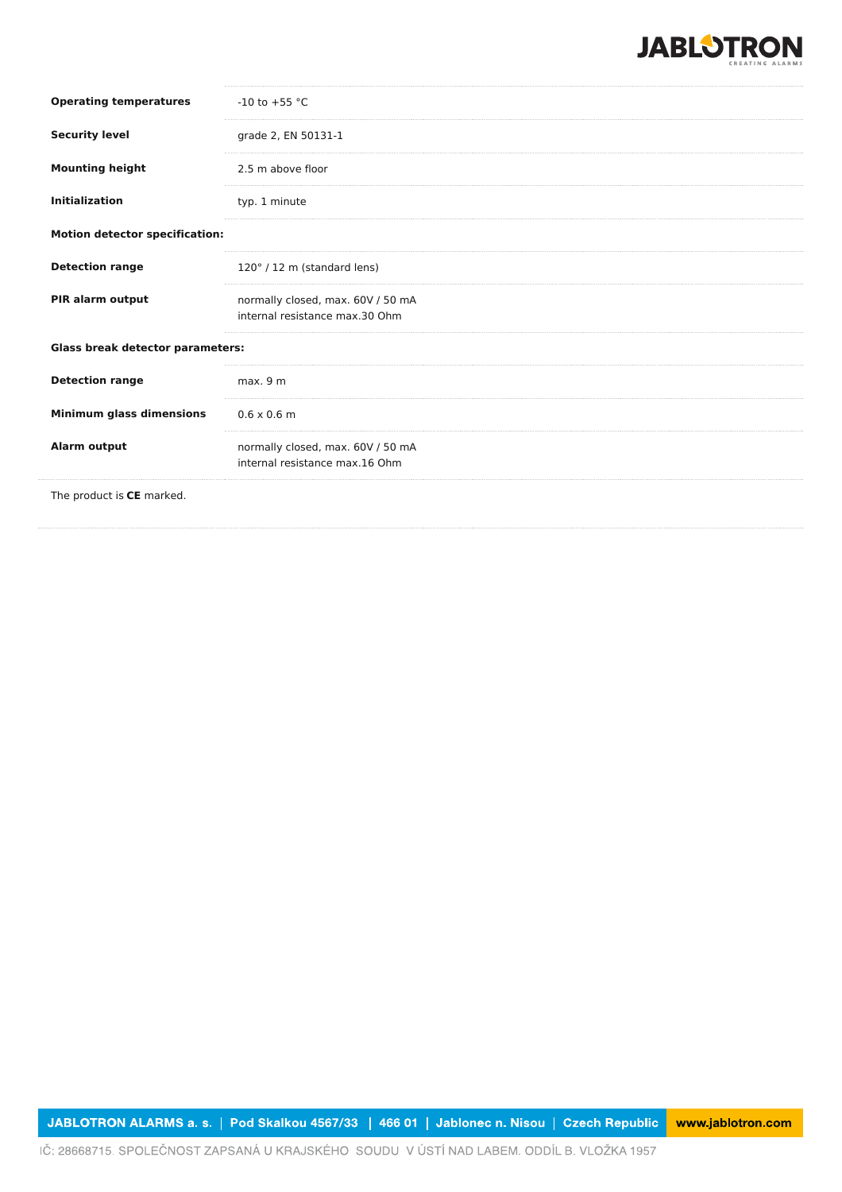| | |
|---|---|
| **Operating temperatures** | -10 to +55 °C |
| **Security level** | grade 2, EN 50131-1 |
| **Mounting height** | 2.5 m above floor |
| **Initialization** | typ. 1 minute |
| **Motion detector specification:** | |
| **Detection range** | 120° / 12 m (standard lens) |
| **PIR alarm output** | normally closed, max. 60V / 50 mA<br>internal resistance max.30 Ohm |
| **Glass break detector parameters:** | |
| **Detection range** | max. 9 m |
| **Minimum glass dimensions** | 0.6 x 0.6 m |
| **Alarm output** | normally closed, max. 60V / 50 mA<br>internal resistance max.16 Ohm |

The product is **CE** marked.